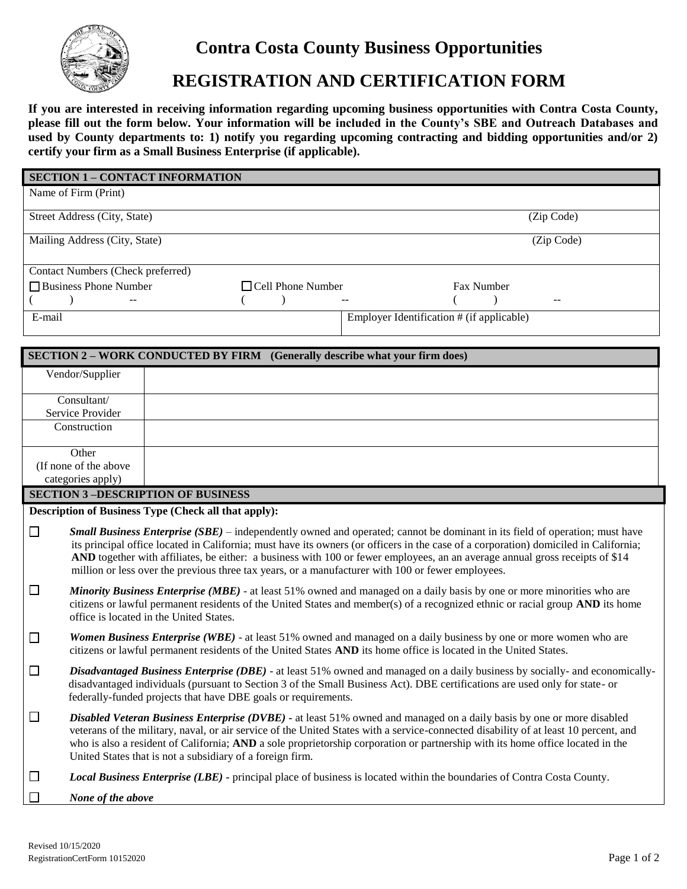# Contra Costa County Business Opportunities

## REGISTRATION AND CERTIFICATION FORM

**If you are interested in receiving information regarding upcoming business opportunities with Contra Costa County, please fill out the form below. Your information will be included in the County's SBE and Outreach Databases and used by County departments to: 1) notify you regarding upcoming contracting and bidding opportunities and/or 2) certify your firm as a Small Business Enterprise (if applicable).**

| SECTION 1 – CONTACT INFORMATION | | |
|---|---|---|
| Name of Firm (Print) | | |
| Street Address (City, State) | | (Zip Code) |
| Mailing Address (City, State) | | (Zip Code) |
| Contact Numbers (Check preferred) | | |
| ☐ Business Phone Number ( ) -- | ☐ Cell Phone Number ( ) -- | Fax Number ( ) -- |
| E-mail | Employer Identification # (if applicable) | |

| SECTION 2 – WORK CONDUCTED BY FIRM (Generally describe what your firm does) | |
|---|---|
| Vendor/Supplier | |
| Consultant/ Service Provider | |
| Construction | |
| Other (If none of the above categories apply) | |

**SECTION 3 –DESCRIPTION OF BUSINESS**

**Description of Business Type (Check all that apply):**

☐ ***Small Business Enterprise (SBE)*** – independently owned and operated; cannot be dominant in its field of operation; must have its principal office located in California; must have its owners (or officers in the case of a corporation) domiciled in California; **AND** together with affiliates, be either: a business with 100 or fewer employees, an an average annual gross receipts of $14 million or less over the previous three tax years, or a manufacturer with 100 or fewer employees.

☐ ***Minority Business Enterprise (MBE)*** - at least 51% owned and managed on a daily basis by one or more minorities who are citizens or lawful permanent residents of the United States and member(s) of a recognized ethnic or racial group **AND** its home office is located in the United States.

☐ ***Women Business Enterprise (WBE)*** - at least 51% owned and managed on a daily business by one or more women who are citizens or lawful permanent residents of the United States **AND** its home office is located in the United States.

☐ ***Disadvantaged Business Enterprise (DBE)*** - at least 51% owned and managed on a daily business by socially- and economically-disadvantaged individuals (pursuant to Section 3 of the Small Business Act). DBE certifications are used only for state- or federally-funded projects that have DBE goals or requirements.

☐ ***Disabled Veteran Business Enterprise (DVBE)*** - at least 51% owned and managed on a daily basis by one or more disabled veterans of the military, naval, or air service of the United States with a service-connected disability of at least 10 percent, and who is also a resident of California; **AND** a sole proprietorship corporation or partnership with its home office located in the United States that is not a subsidiary of a foreign firm.

☐ ***Local Business Enterprise (LBE)*** **-** principal place of business is located within the boundaries of Contra Costa County.

☐ ***None of the above***

Revised 10/15/2020
RegistrationCertForm 10152020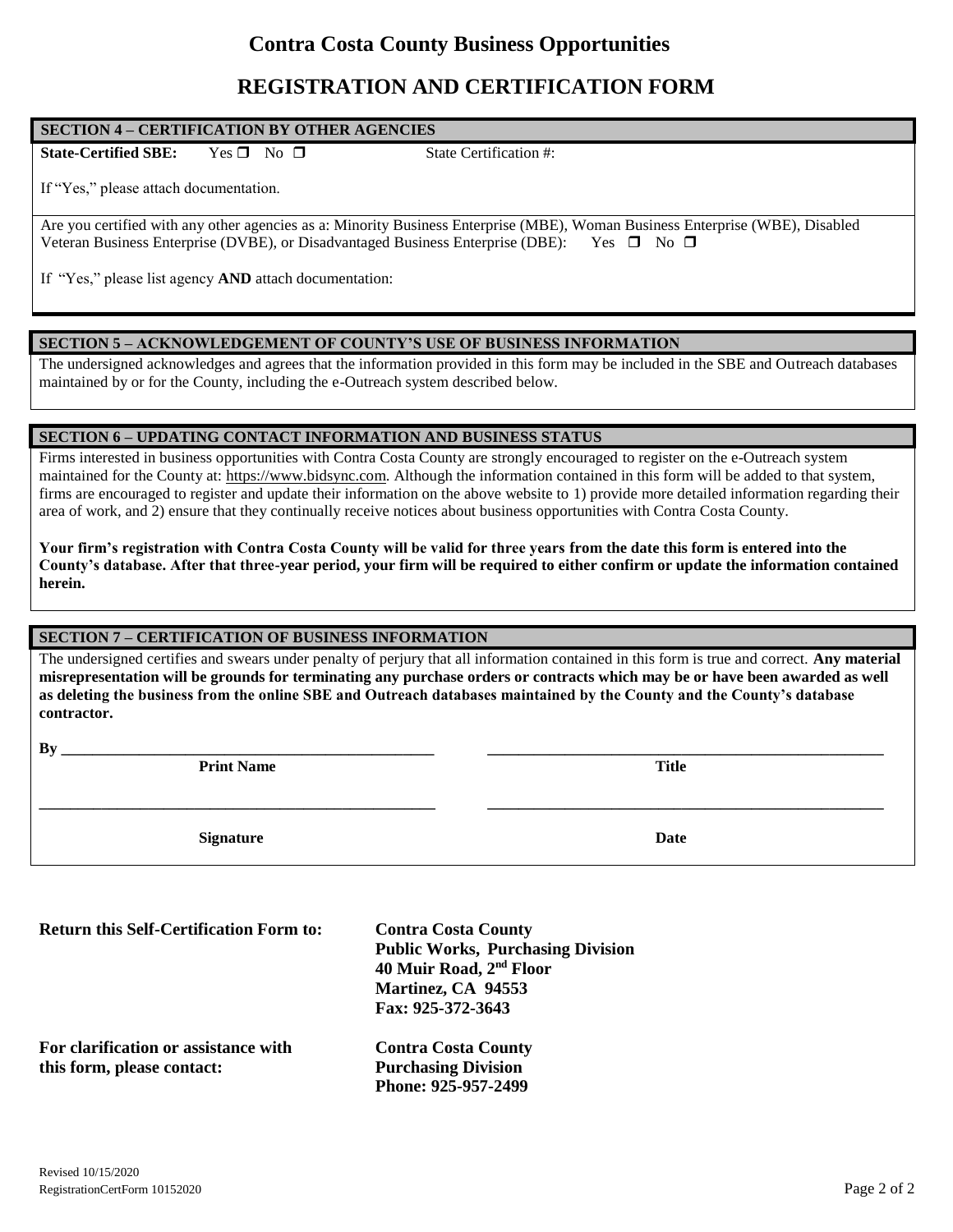# Contra Costa County Business Opportunities

## REGISTRATION AND CERTIFICATION FORM

### SECTION 4 – CERTIFICATION BY OTHER AGENCIES

**State-Certified SBE:** Yes ❒ No ❒ State Certification #:

If "Yes," please attach documentation.

Are you certified with any other agencies as a: Minority Business Enterprise (MBE), Woman Business Enterprise (WBE), Disabled Veteran Business Enterprise (DVBE), or Disadvantaged Business Enterprise (DBE): Yes ❒ No ❒

If "Yes," please list agency **AND** attach documentation:

### SECTION 5 – ACKNOWLEDGEMENT OF COUNTY'S USE OF BUSINESS INFORMATION

The undersigned acknowledges and agrees that the information provided in this form may be included in the SBE and Outreach databases maintained by or for the County, including the e-Outreach system described below.

### SECTION 6 – UPDATING CONTACT INFORMATION AND BUSINESS STATUS

Firms interested in business opportunities with Contra Costa County are strongly encouraged to register on the e-Outreach system maintained for the County at: https://www.bidsync.com. Although the information contained in this form will be added to that system, firms are encouraged to register and update their information on the above website to 1) provide more detailed information regarding their area of work, and 2) ensure that they continually receive notices about business opportunities with Contra Costa County.

**Your firm's registration with Contra Costa County will be valid for three years from the date this form is entered into the County's database. After that three-year period, your firm will be required to either confirm or update the information contained herein.**

### SECTION 7 – CERTIFICATION OF BUSINESS INFORMATION

The undersigned certifies and swears under penalty of perjury that all information contained in this form is true and correct. **Any material misrepresentation will be grounds for terminating any purchase orders or contracts which may be or have been awarded as well as deleting the business from the online SBE and Outreach databases maintained by the County and the County's database contractor.**

**By** ______________________________ ______________________________

**Print Name** **Title**

______________________________ ______________________________

**Signature** **Date**

**Return this Self-Certification Form to:**

**Contra Costa County**
**Public Works, Purchasing Division**
**40 Muir Road, 2nd Floor**
**Martinez, CA 94553**
**Fax: 925-372-3643**

**For clarification or assistance with this form, please contact:**

**Contra Costa County**
**Purchasing Division**
**Phone: 925-957-2499**

Revised 10/15/2020
RegistrationCertForm 10152020